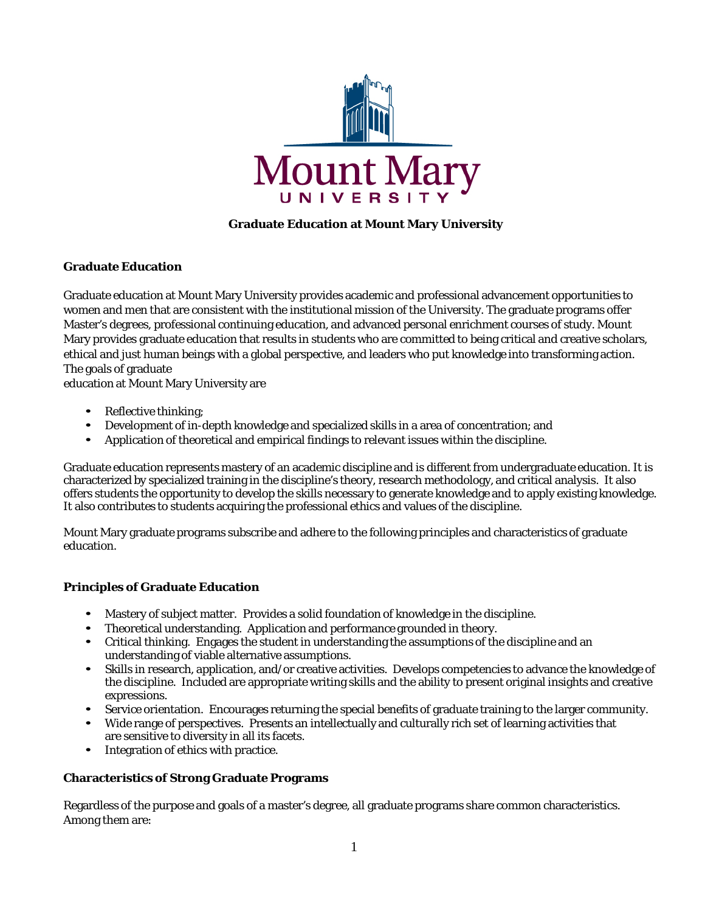# Graduate Education at Mount Mary University

## Graduate Education

Graduate education at Mount Mary University provides academic and professional advancement opportunities to women and men that are consistent with the institutional mission of the University. The graduate programs offer Master's degrees, professional continuing education, and advanced personal enrichment courses of study. Mount Mary provides graduate education that results in students who are committed to being critical and creative scholars, ethical and just human beings with a global perspective, and leaders who put knowledge into transforming action. The goals of graduate education at Mount Mary University are

- Reflective thinking;
- Development of in-depth knowledge and specialized skills in a area of concentration; and
- Application of theoretical and empirical findings to relevant issues within the discipline.

Graduate education represents mastery of an academic discipline and is different from undergraduate education. It is characterized by specialized training in the discipline's theory, research methodology, and critical analysis. It also offers students the opportunity to develop the skills necessary to generate knowledge and to apply existing knowledge. It also contributes to students acquiring the professional ethics and values of the discipline.

Mount Mary graduate programs subscribe and adhere to the following principles and characteristics of graduate education.

## Principles of Graduate Education

- Mastery of subject matter. Provides a solid foundation of knowledge in the discipline.
- Theoretical understanding. Application and performance grounded in theory.
- Critical thinking. Engages the student in understanding the assumptions of the discipline and an understanding of viable alternative assumptions.
- Skills in research, application, and/or creative activities. Develops competencies to advance the knowledge of the discipline. Included are appropriate writing skills and the ability to present original insights and creative expressions.
- Service orientation. Encourages returning the special benefits of graduate training to the larger community.
- Wide range of perspectives. Presents an intellectually and culturally rich set of learning activities that are sensitive to diversity in all its facets.
- Integration of ethics with practice.

## Characteristics of Strong Graduate Programs

Regardless of the purpose and goals of a master's degree, all graduate programs share common characteristics. Among them are: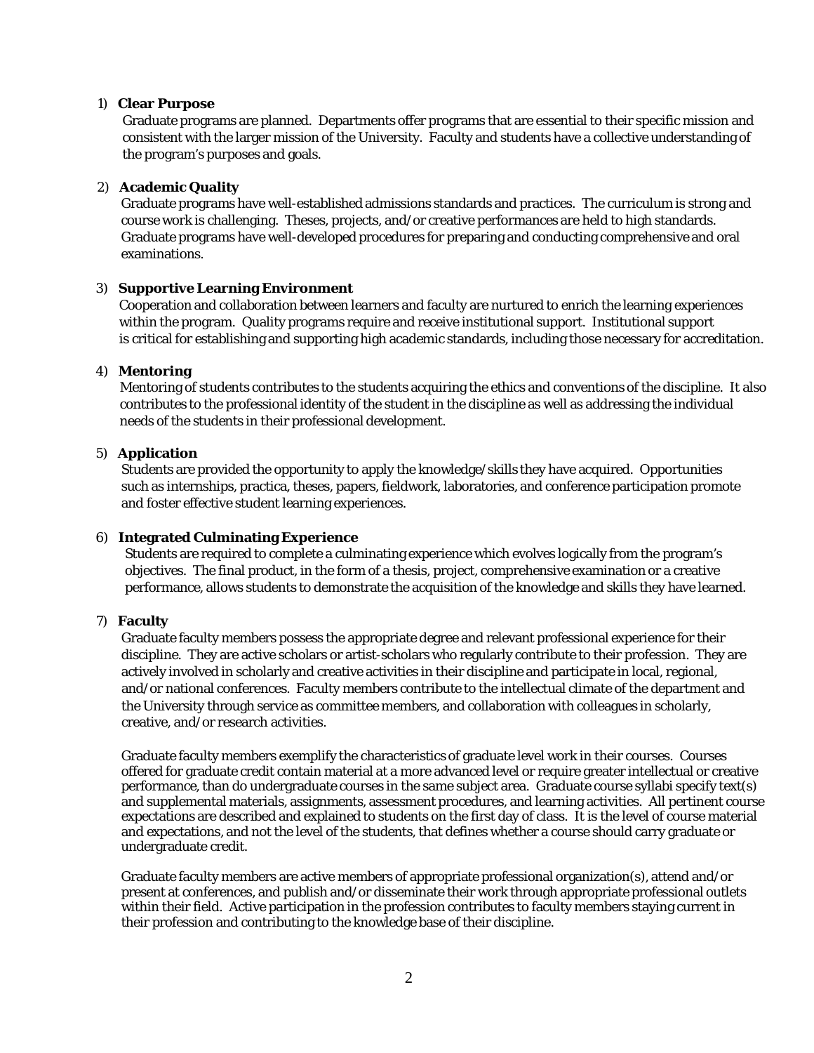1) **Clear Purpose**

Graduate programs are planned. Departments offer programs that are essential to their specific mission and consistent with the larger mission of the University. Faculty and students have a collective understanding of the program's purposes and goals.

2) **Academic Quality**

Graduate programs have well-established admissions standards and practices. The curriculum is strong and course work is challenging. Theses, projects, and/or creative performances are held to high standards. Graduate programs have well-developed procedures for preparing and conducting comprehensive and oral examinations.

3) **Supportive Learning Environment**

Cooperation and collaboration between learners and faculty are nurtured to enrich the learning experiences within the program. Quality programs require and receive institutional support. Institutional support is critical for establishing and supporting high academic standards, including those necessary for accreditation.

4) **Mentoring**

Mentoring of students contributes to the students acquiring the ethics and conventions of the discipline. It also contributes to the professional identity of the student in the discipline as well as addressing the individual needs of the students in their professional development.

5) **Application**

Students are provided the opportunity to apply the knowledge/skills they have acquired. Opportunities such as internships, practica, theses, papers, fieldwork, laboratories, and conference participation promote and foster effective student learning experiences.

6) **Integrated Culminating Experience**

Students are required to complete a culminating experience which evolves logically from the program's objectives. The final product, in the form of a thesis, project, comprehensive examination or a creative performance, allows students to demonstrate the acquisition of the knowledge and skills they have learned.

7) **Faculty**

Graduate faculty members possess the appropriate degree and relevant professional experience for their discipline. They are active scholars or artist-scholars who regularly contribute to their profession. They are actively involved in scholarly and creative activities in their discipline and participate in local, regional, and/or national conferences. Faculty members contribute to the intellectual climate of the department and the University through service as committee members, and collaboration with colleagues in scholarly, creative, and/or research activities.

Graduate faculty members exemplify the characteristics of graduate level work in their courses. Courses offered for graduate credit contain material at a more advanced level or require greater intellectual or creative performance, than do undergraduate courses in the same subject area. Graduate course syllabi specify text(s) and supplemental materials, assignments, assessment procedures, and learning activities. All pertinent course expectations are described and explained to students on the first day of class. It is the level of course material and expectations, and not the level of the students, that defines whether a course should carry graduate or undergraduate credit.

Graduate faculty members are active members of appropriate professional organization(s), attend and/or present at conferences, and publish and/or disseminate their work through appropriate professional outlets within their field. Active participation in the profession contributes to faculty members staying current in their profession and contributing to the knowledge base of their discipline.